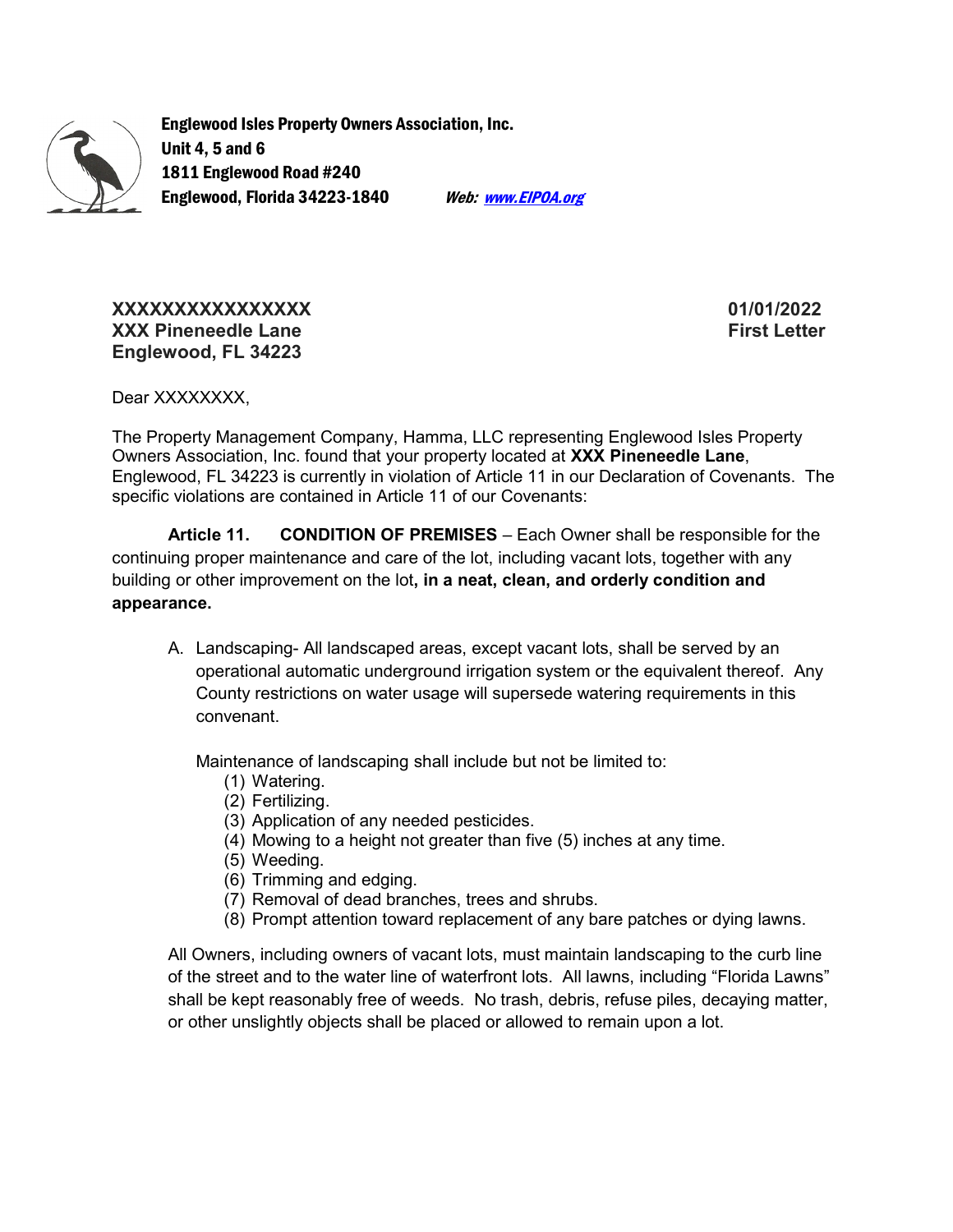**Englewood Isles Property Owners Association, Inc.**
**Unit 4, 5 and 6**
**1811 Englewood Road #240**
**Englewood, Florida 34223-1840** *Web: [www.EIPOA.org](http://www.EIPOA.org)*

**XXXXXXXXXXXXXXXX**
**XXX Pineneedle Lane**
**Englewood, FL 34223**

**01/01/2022**
**First Letter**

Dear XXXXXXXX,

The Property Management Company, Hamma, LLC representing Englewood Isles Property Owners Association, Inc. found that your property located at **XXX Pineneedle Lane**, Englewood, FL 34223 is currently in violation of Article 11 in our Declaration of Covenants. The specific violations are contained in Article 11 of our Covenants:

**Article 11. CONDITION OF PREMISES** – Each Owner shall be responsible for the continuing proper maintenance and care of the lot, including vacant lots, together with any building or other improvement on the lot**, in a neat, clean, and orderly condition and appearance.**

A. Landscaping- All landscaped areas, except vacant lots, shall be served by an operational automatic underground irrigation system or the equivalent thereof. Any County restrictions on water usage will supersede watering requirements in this convenant.

   Maintenance of landscaping shall include but not be limited to:
   (1) Watering.
   (2) Fertilizing.
   (3) Application of any needed pesticides.
   (4) Mowing to a height not greater than five (5) inches at any time.
   (5) Weeding.
   (6) Trimming and edging.
   (7) Removal of dead branches, trees and shrubs.
   (8) Prompt attention toward replacement of any bare patches or dying lawns.

All Owners, including owners of vacant lots, must maintain landscaping to the curb line of the street and to the water line of waterfront lots. All lawns, including "Florida Lawns" shall be kept reasonably free of weeds. No trash, debris, refuse piles, decaying matter, or other unslightly objects shall be placed or allowed to remain upon a lot.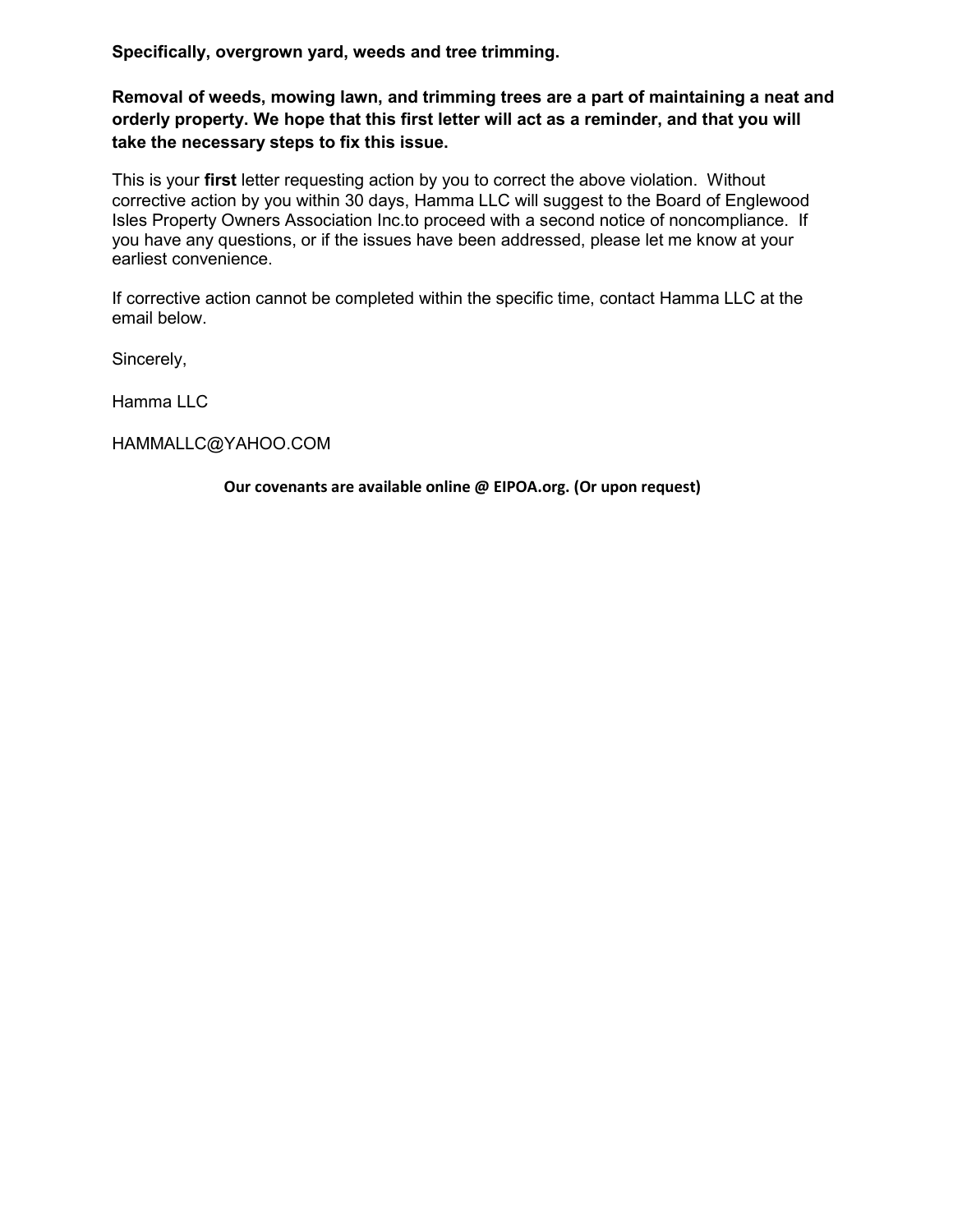**Specifically, overgrown yard, weeds and tree trimming.**

**Removal of weeds, mowing lawn, and trimming trees are a part of maintaining a neat and orderly property. We hope that this first letter will act as a reminder, and that you will take the necessary steps to fix this issue.**

This is your **first** letter requesting action by you to correct the above violation. Without corrective action by you within 30 days, Hamma LLC will suggest to the Board of Englewood Isles Property Owners Association Inc.to proceed with a second notice of noncompliance. If you have any questions, or if the issues have been addressed, please let me know at your earliest convenience.

If corrective action cannot be completed within the specific time, contact Hamma LLC at the email below.

Sincerely,

Hamma LLC

HAMMALLC@YAHOO.COM

**Our covenants are available online @ EIPOA.org. (Or upon request)**